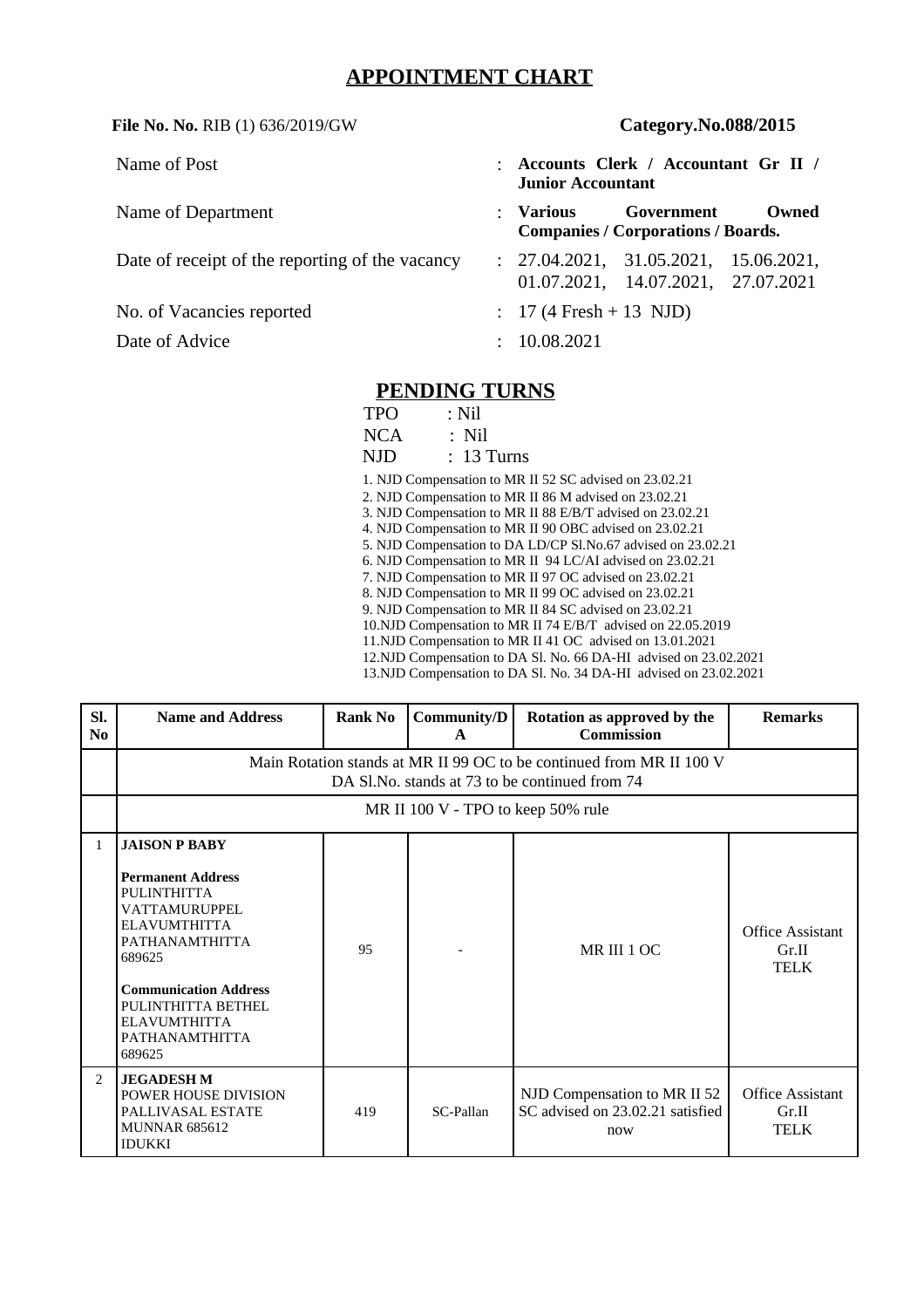# APPOINTMENT CHART

**File No. No.** RIB (1) 636/2019/GW **Category.No.088/2015**

| | | |
|---|---|---|
| Name of Post | : | **Accounts Clerk / Accountant Gr II / Junior Accountant** |
| Name of Department | : | **Various Government Owned Companies / Corporations / Boards.** |
| Date of receipt of the reporting of the vacancy | : | 27.04.2021, 31.05.2021, 15.06.2021, 01.07.2021, 14.07.2021, 27.07.2021 |
| No. of Vacancies reported | : | 17 (4 Fresh + 13 NJD) |
| Date of Advice | : | 10.08.2021 |

## PENDING TURNS

TPO : Nil
NCA : Nil
NJD : 13 Turns

1. NJD Compensation to MR II 52 SC advised on 23.02.21
2. NJD Compensation to MR II 86 M advised on 23.02.21
3. NJD Compensation to MR II 88 E/B/T advised on 23.02.21
4. NJD Compensation to MR II 90 OBC advised on 23.02.21
5. NJD Compensation to DA LD/CP Sl.No.67 advised on 23.02.21
6. NJD Compensation to MR II 94 LC/AI advised on 23.02.21
7. NJD Compensation to MR II 97 OC advised on 23.02.21
8. NJD Compensation to MR II 99 OC advised on 23.02.21
9. NJD Compensation to MR II 84 SC advised on 23.02.21
10. NJD Compensation to MR II 74 E/B/T advised on 22.05.2019
11. NJD Compensation to MR II 41 OC advised on 13.01.2021
12. NJD Compensation to DA Sl. No. 66 DA-HI advised on 23.02.2021
13. NJD Compensation to DA Sl. No. 34 DA-HI advised on 23.02.2021

| Sl. No | Name and Address | Rank No | Community/DA | Rotation as approved by the Commission | Remarks |
|---|---|---|---|---|---|
| | Main Rotation stands at MR II 99 OC to be continued from MR II 100 V<br>DA Sl.No. stands at 73 to be continued from 74 | | | | |
| | MR II 100 V - TPO to keep 50% rule | | | | |
| 1 | **JAISON P BABY**<br><br>**Permanent Address**<br>PULINTHITTA<br>VATTAMURUPPEL<br>ELAVUMTHITTA<br>PATHANAMTHITTA<br>689625<br><br>**Communication Address**<br>PULINTHITTA BETHEL<br>ELAVUMTHITTA<br>PATHANAMTHITTA<br>689625 | 95 | - | MR III 1 OC | Office Assistant Gr.II TELK |
| 2 | **JEGADESH M**<br>POWER HOUSE DIVISION<br>PALLIVASAL ESTATE<br>MUNNAR 685612<br>IDUKKI | 419 | SC-Pallan | NJD Compensation to MR II 52 SC advised on 23.02.21 satisfied now | Office Assistant Gr.II TELK |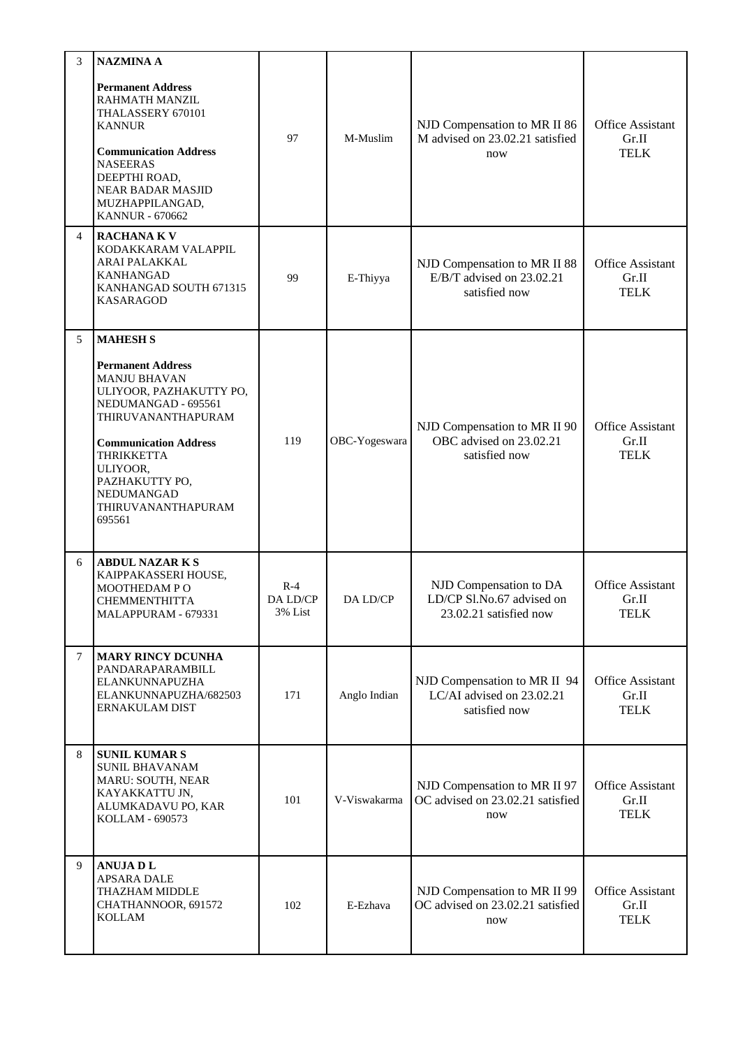| 3 | **NAZMINA A**<br><br>**Permanent Address**<br>RAHMATH MANZIL<br>THALASSERY 670101<br>KANNUR<br><br>**Communication Address**<br>NASEERAS<br>DEEPTHI ROAD,<br>NEAR BADAR MASJID<br>MUZHAPPILANGAD,<br>KANNUR - 670662 | 97 | M-Muslim | NJD Compensation to MR II 86 M advised on 23.02.21 satisfied now | Office Assistant Gr.II TELK |
|---|---|---|---|---|---|
| 4 | **RACHANA K V**<br>KODAKKARAM VALAPPIL<br>ARAI PALAKKAL<br>KANHANGAD<br>KANHANGAD SOUTH 671315<br>KASARAGOD | 99 | E-Thiyya | NJD Compensation to MR II 88 E/B/T advised on 23.02.21 satisfied now | Office Assistant Gr.II TELK |
| 5 | **MAHESH S**<br><br>**Permanent Address**<br>MANJU BHAVAN<br>ULIYOOR, PAZHAKUTTY PO,<br>NEDUMANGAD - 695561<br>THIRUVANANTHAPURAM<br><br>**Communication Address**<br>THRIKKETTA<br>ULIYOOR,<br>PAZHAKUTTY PO,<br>NEDUMANGAD<br>THIRUVANANTHAPURAM<br>695561 | 119 | OBC-Yogeswara | NJD Compensation to MR II 90 OBC advised on 23.02.21 satisfied now | Office Assistant Gr.II TELK |
| 6 | **ABDUL NAZAR K S**<br>KAIPPAKASSERI HOUSE,<br>MOOTHEDAM P O<br>CHEMMENTHITTA<br>MALAPPURAM - 679331 | R-4 DA LD/CP 3% List | DA LD/CP | NJD Compensation to DA LD/CP Sl.No.67 advised on 23.02.21 satisfied now | Office Assistant Gr.II TELK |
| 7 | **MARY RINCY DCUNHA**<br>PANDARAPARAMBILL<br>ELANKUNNAPUZHA<br>ELANKUNNAPUZHA/682503<br>ERNAKULAM DIST | 171 | Anglo Indian | NJD Compensation to MR II 94 LC/AI advised on 23.02.21 satisfied now | Office Assistant Gr.II TELK |
| 8 | **SUNIL KUMAR S**<br>SUNIL BHAVANAM<br>MARU: SOUTH, NEAR<br>KAYAKKATTU JN,<br>ALUMKADAVU PO, KAR<br>KOLLAM - 690573 | 101 | V-Viswakarma | NJD Compensation to MR II 97 OC advised on 23.02.21 satisfied now | Office Assistant Gr.II TELK |
| 9 | **ANUJA D L**<br>APSARA DALE<br>THAZHAM MIDDLE<br>CHATHANNOOR, 691572<br>KOLLAM | 102 | E-Ezhava | NJD Compensation to MR II 99 OC advised on 23.02.21 satisfied now | Office Assistant Gr.II TELK |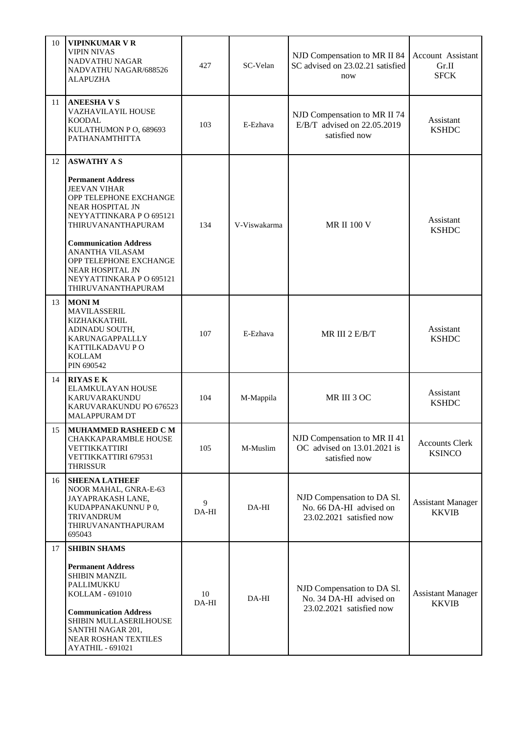| 10 | **VIPINKUMAR V R**<br>VIPIN NIVAS<br>NADVATHU NAGAR<br>NADVATHU NAGAR/688526<br>ALAPUZHA | 427 | SC-Velan | NJD Compensation to MR II 84 SC advised on 23.02.21 satisfied now | Account Assistant Gr.II<br>SFCK |
|---|---|---|---|---|---|
| 11 | **ANEESHA V S**<br>VAZHAVILAYIL HOUSE<br>KOODAL<br>KULATHUMON P O, 689693<br>PATHANAMTHITTA | 103 | E-Ezhava | NJD Compensation to MR II 74 E/B/T advised on 22.05.2019 satisfied now | Assistant<br>KSHDC |
| 12 | **ASWATHY A S**<br><br>**Permanent Address**<br>JEEVAN VIHAR<br>OPP TELEPHONE EXCHANGE<br>NEAR HOSPITAL JN<br>NEYYATTINKARA P O 695121<br>THIRUVANANTHAPURAM<br><br>**Communication Address**<br>ANANTHA VILASAM<br>OPP TELEPHONE EXCHANGE<br>NEAR HOSPITAL JN<br>NEYYATTINKARA P O 695121<br>THIRUVANANTHAPURAM | 134 | V-Viswakarma | MR II 100 V | Assistant<br>KSHDC |
| 13 | **MONI M**<br>MAVILASSERIL<br>KIZHAKKATHIL<br>ADINADU SOUTH,<br>KARUNAGAPPALLLY<br>KATTILKADAVU P O<br>KOLLAM<br>PIN 690542 | 107 | E-Ezhava | MR III 2 E/B/T | Assistant<br>KSHDC |
| 14 | **RIYAS E K**<br>ELAMKULAYAN HOUSE<br>KARUVARAKUNDU<br>KARUVARAKUNDU PO 676523<br>MALAPPURAM DT | 104 | M-Mappila | MR III 3 OC | Assistant<br>KSHDC |
| 15 | **MUHAMMED RASHEED C M**<br>CHAKKAPARAMBLE HOUSE<br>VETTIKKATTIRI<br>VETTIKKATTIRI 679531<br>THRISSUR | 105 | M-Muslim | NJD Compensation to MR II 41 OC advised on 13.01.2021 is satisfied now | Accounts Clerk<br>KSINCO |
| 16 | **SHEENA LATHEEF**<br>NOOR MAHAL, GNRA-E-63<br>JAYAPRAKASH LANE,<br>KUDAPPANAKUNNU P 0,<br>TRIVANDRUM<br>THIRUVANANTHAPURAM<br>695043 | 9<br>DA-HI | DA-HI | NJD Compensation to DA Sl. No. 66 DA-HI advised on 23.02.2021 satisfied now | Assistant Manager<br>KKVIB |
| 17 | **SHIBIN SHAMS**<br><br>**Permanent Address**<br>SHIBIN MANZIL<br>PALLIMUKKU<br>KOLLAM - 691010<br><br>**Communication Address**<br>SHIBIN MULLASERILHOUSE<br>SANTHI NAGAR 201,<br>NEAR ROSHAN TEXTILES<br>AYATHIL - 691021 | 10<br>DA-HI | DA-HI | NJD Compensation to DA Sl. No. 34 DA-HI advised on 23.02.2021 satisfied now | Assistant Manager<br>KKVIB |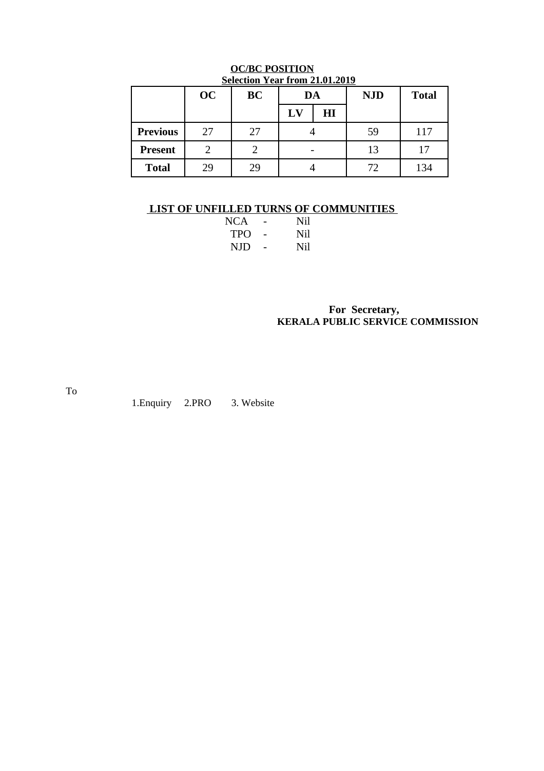**OC/BC POSITION**
**Selection Year from 21.01.2019**

| | OC | BC | DA | | NJD | Total |
|---|---|---|---|---|---|---|
| | | | LV | HI | | |
| **Previous** | 27 | 27 | 4 | | 59 | 117 |
| **Present** | 2 | 2 | - | | 13 | 17 |
| **Total** | 29 | 29 | 4 | | 72 | 134 |

**LIST OF UNFILLED TURNS OF COMMUNITIES**

NCA - Nil
TPO - Nil
NJD - Nil

**For Secretary,**
**KERALA PUBLIC SERVICE COMMISSION**

To

1.Enquiry 2.PRO 3. Website